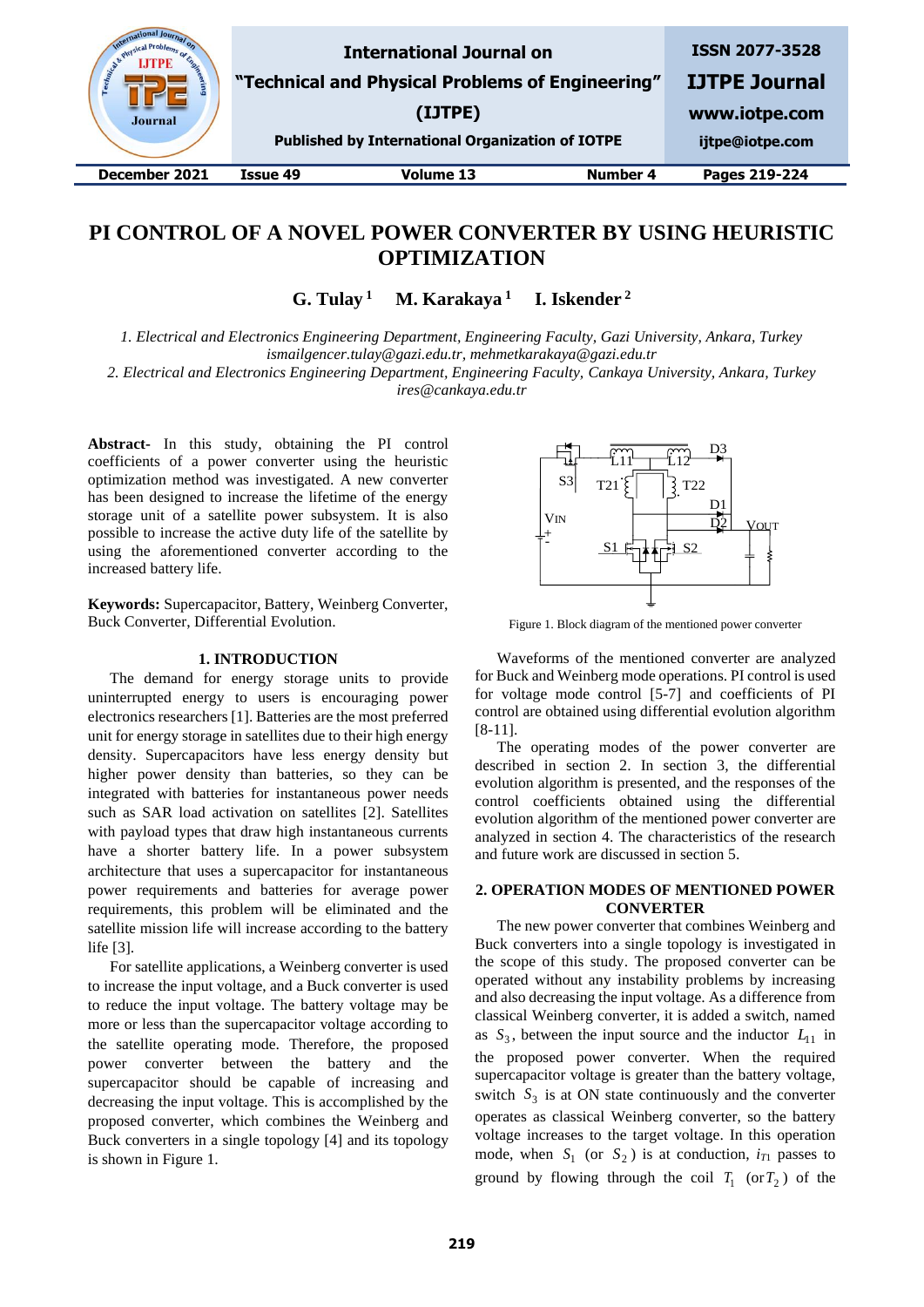# PI CONTROL OF A NOVEL POWER CONVERTER BY USING HEURISTIC OPTIMIZATION

**G. Tulay [1]  M. Karakaya [1]  I. Iskender [2]**

*1. Electrical and Electronics Engineering Department, Engineering Faculty, Gazi University, Ankara, Turkey*
*ismailgencer.tuly@gazi.edu.tr, mehmetkarakaya@gazi.edu.tr*
*2. Electrical and Electronics Engineering Department, Engineering Faculty, Cankaya University, Ankara, Turkey*
*ires@cankaya.edu.tr*

**Abstract-** In this study, obtaining the PI control coefficients of a power converter using the heuristic optimization method was investigated. A new converter has been designed to increase the lifetime of the energy storage unit of a satellite power subsystem. It is also possible to increase the active duty life of the satellite by using the aforementioned converter according to the increased battery life.

**Keywords:** Supercapacitor, Battery, Weinberg Converter, Buck Converter, Differential Evolution.

## 1. INTRODUCTION

The demand for energy storage units to provide uninterrupted energy to users is encouraging power electronics researchers [1]. Batteries are the most preferred unit for energy storage in satellites due to their high energy density. Supercapacitors have less energy density but higher power density than batteries, so they can be integrated with batteries for instantaneous power needs such as SAR load activation on satellites [2]. Satellites with payload types that draw high instantaneous currents have a shorter battery life. In a power subsystem architecture that uses a supercapacitor for instantaneous power requirements and batteries for average power requirements, this problem will be eliminated and the satellite mission life will increase according to the battery life [3].

For satellite applications, a Weinberg converter is used to increase the input voltage, and a Buck converter is used to reduce the input voltage. The battery voltage may be more or less than the supercapacitor voltage according to the satellite operating mode. Therefore, the proposed power converter between the battery and the supercapacitor should be capable of increasing and decreasing the input voltage. This is accomplished by the proposed converter, which combines the Weinberg and Buck converters in a single topology [4] and its topology is shown in Figure 1.

Figure 1. Block diagram of the mentioned power converter

Waveforms of the mentioned converter are analyzed for Buck and Weinberg mode operations. PI control is used for voltage mode control [5-7] and coefficients of PI control are obtained using differential evolution algorithm [8-11].

The operating modes of the power converter are described in section 2. In section 3, the differential evolution algorithm is presented, and the responses of the control coefficients obtained using the differential evolution algorithm of the mentioned power converter are analyzed in section 4. The characteristics of the research and future work are discussed in section 5.

## 2. OPERATION MODES OF MENTIONED POWER CONVERTER

The new power converter that combines Weinberg and Buck converters into a single topology is investigated in the scope of this study. The proposed converter can be operated without any instability problems by increasing and also decreasing the input voltage. As a difference from classical Weinberg converter, it is added a switch, named as $S_3$, between the input source and the inductor $L_{11}$ in the proposed power converter. When the required supercapacitor voltage is greater than the battery voltage, switch $S_3$ is at ON state continuously and the converter operates as classical Weinberg converter, so the battery voltage increases to the target voltage. In this operation mode, when $S_1$ (or $S_2$) is at conduction, $i_{T1}$ passes to ground by flowing through the coil $T_1$ (or $T_2$) of the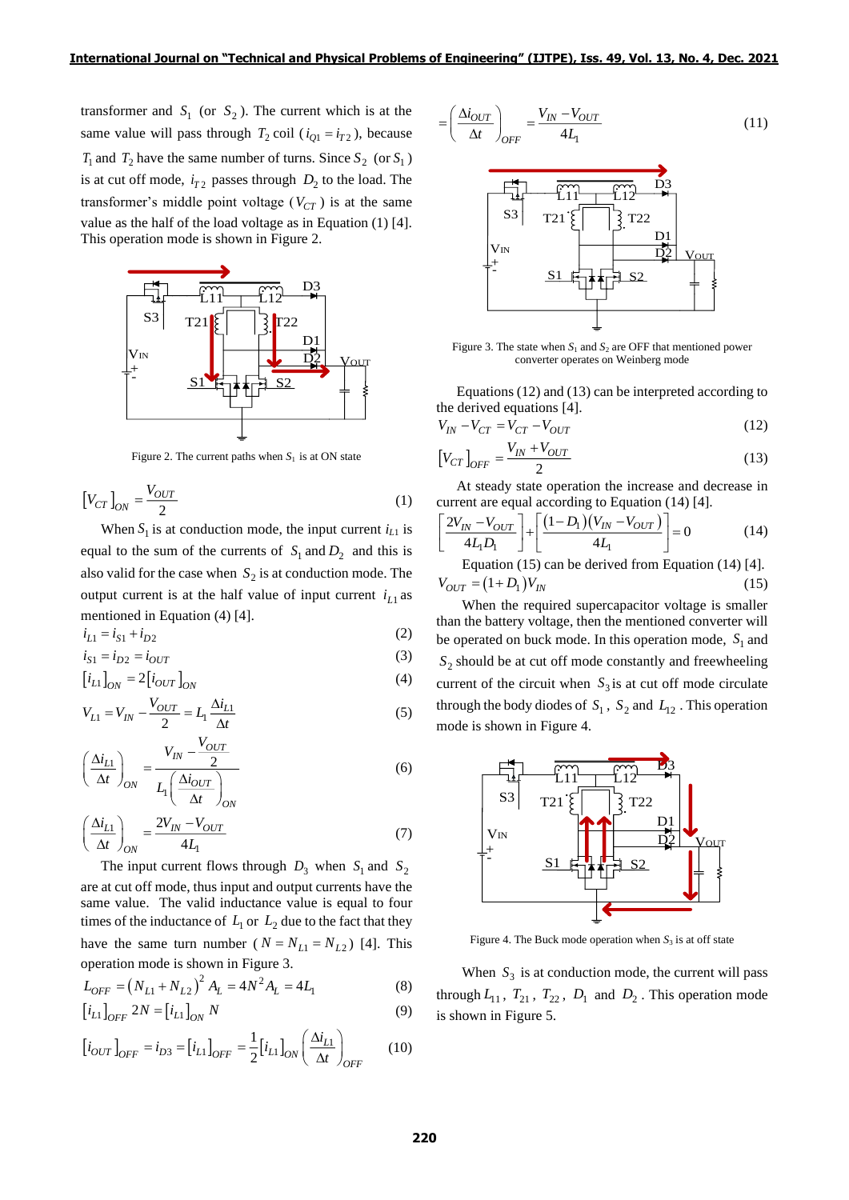transformer and $S_1$ (or $S_2$). The current which is at the same value will pass through $T_2$ coil ($i_{Q1} = i_{T2}$), because $T_1$ and $T_2$ have the same number of turns. Since $S_2$ (or $S_1$) is at cut off mode, $i_{T2}$ passes through $D_2$ to the load. The transformer's middle point voltage ($V_{CT}$) is at the same value as the half of the load voltage as in Equation (1) [4]. This operation mode is shown in Figure 2.

Figure 2. The current paths when $S_1$ is at ON state

$$\left[V_{CT}\right]_{ON} = \frac{V_{OUT}}{2} \tag{1}$$

When $S_1$ is at conduction mode, the input current $i_{L1}$ is equal to the sum of the currents of $S_1$ and $D_2$ and this is also valid for the case when $S_2$ is at conduction mode. The output current is at the half value of input current $i_{L1}$ as mentioned in Equation (4) [4].

$$i_{L1} = i_{S1} + i_{D2} \tag{2}$$

$$i_{S1} = i_{D2} = i_{OUT} \tag{3}$$

$$\left[i_{L1}\right]_{ON} = 2\left[i_{OUT}\right]_{ON} \tag{4}$$

$$V_{L1} = V_{IN} - \frac{V_{OUT}}{2} = L_1 \frac{\Delta i_{L1}}{\Delta t} \tag{5}$$

$$\left(\frac{\Delta i_{L1}}{\Delta t}\right)_{ON} = \frac{V_{IN} - \dfrac{V_{OUT}}{2}}{L_1\left(\dfrac{\Delta i_{OUT}}{\Delta t}\right)_{ON}} \tag{6}$$

$$\left(\frac{\Delta i_{L1}}{\Delta t}\right)_{ON} = \frac{2V_{IN} - V_{OUT}}{4L_1} \tag{7}$$

The input current flows through $D_3$ when $S_1$ and $S_2$ are at cut off mode, thus input and output currents have the same value. The valid inductance value is equal to four times of the inductance of $L_1$ or $L_2$ due to the fact that they have the same turn number ($N = N_{L1} = N_{L2}$) [4]. This operation mode is shown in Figure 3.

$$L_{OFF} = \left(N_{L1} + N_{L2}\right)^2 A_L = 4N^2 A_L = 4L_1 \tag{8}$$

$$\left[i_{L1}\right]_{OFF} 2N = \left[i_{L1}\right]_{ON} N \tag{9}$$

$$\left[i_{OUT}\right]_{OFF} = i_{D3} = \left[i_{L1}\right]_{OFF} = \frac{1}{2}\left[i_{L1}\right]_{ON} \left(\frac{\Delta i_{L1}}{\Delta t}\right)_{OFF} \tag{10}$$

$$= \left(\frac{\Delta i_{OUT}}{\Delta t}\right)_{OFF} = \frac{V_{IN} - V_{OUT}}{4L_1} \tag{11}$$

Figure 3. The state when $S_1$ and $S_2$ are OFF that mentioned power converter operates on Weinberg mode

Equations (12) and (13) can be interpreted according to the derived equations [4].

$$V_{IN} - V_{CT} = V_{CT} - V_{OUT} \tag{12}$$

$$\left[V_{CT}\right]_{OFF} = \frac{V_{IN} + V_{OUT}}{2} \tag{13}$$

At steady state operation the increase and decrease in current are equal according to Equation (14) [4].

$$\left[\frac{2V_{IN} - V_{OUT}}{4L_1 D_1}\right] + \left[\frac{\left(1 - D_1\right)\left(V_{IN} - V_{OUT}\right)}{4L_1}\right] = 0 \tag{14}$$

Equation (15) can be derived from Equation (14) [4].

$$V_{OUT} = \left(1 + D_1\right) V_{IN} \tag{15}$$

When the required supercapacitor voltage is smaller than the battery voltage, then the mentioned converter will be operated on buck mode. In this operation mode, $S_1$ and $S_2$ should be at cut off mode constantly and freewheeling current of the circuit when $S_3$ is at cut off mode circulate through the body diodes of $S_1$, $S_2$ and $L_{12}$. This operation mode is shown in Figure 4.

Figure 4. The Buck mode operation when $S_3$ is at off state

When $S_3$ is at conduction mode, the current will pass through $L_{11}$, $T_{21}$, $T_{22}$, $D_1$ and $D_2$. This operation mode is shown in Figure 5.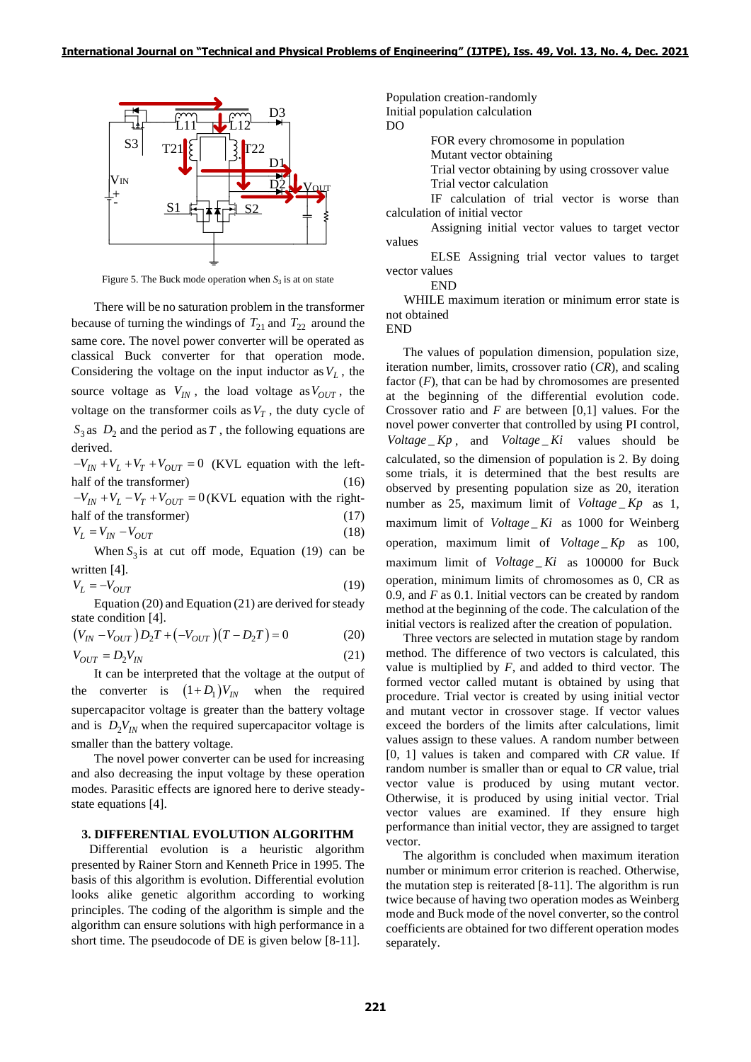Figure 5. The Buck mode operation when $S_3$ is at on state

There will be no saturation problem in the transformer because of turning the windings of $T_{21}$ and $T_{22}$ around the same core. The novel power converter will be operated as classical Buck converter for that operation mode. Considering the voltage on the input inductor as $V_L$, the source voltage as $V_{IN}$, the load voltage as $V_{OUT}$, the voltage on the transformer coils as $V_T$, the duty cycle of $S_3$ as $D_2$ and the period as $T$, the following equations are derived.

$-V_{IN}+V_L+V_T+V_{OUT}=0$ (KVL equation with the left-half of the transformer) (16)

$-V_{IN}+V_L-V_T+V_{OUT}=0$ (KVL equation with the right-half of the transformer) (17)

$$V_L=V_{IN}-V_{OUT} \tag{18}$$

When $S_3$ is at cut off mode, Equation (19) can be written [4].

$$V_L=-V_{OUT} \tag{19}$$

Equation (20) and Equation (21) are derived for steady state condition [4].

$$(V_{IN}-V_{OUT})D_2T+(-V_{OUT})(T-D_2T)=0 \tag{20}$$

$$V_{OUT}=D_2V_{IN} \tag{21}$$

It can be interpreted that the voltage at the output of the converter is $(1+D_1)V_{IN}$ when the required supercapacitor voltage is greater than the battery voltage and is $D_2V_{IN}$ when the required supercapacitor voltage is smaller than the battery voltage.

The novel power converter can be used for increasing and also decreasing the input voltage by these operation modes. Parasitic effects are ignored here to derive steady-state equations [4].

### 3. DIFFERENTIAL EVOLUTION ALGORITHM

Differential evolution is a heuristic algorithm presented by Rainer Storn and Kenneth Price in 1995. The basis of this algorithm is evolution. Differential evolution looks alike genetic algorithm according to working principles. The coding of the algorithm is simple and the algorithm can ensure solutions with high performance in a short time. The pseudocode of DE is given below [8-11].

```
Population creation-randomly
Initial population calculation
DO
    FOR every chromosome in population
    Mutant vector obtaining
    Trial vector obtaining by using crossover value
    Trial vector calculation
    IF calculation of trial vector is worse than calculation of initial vector
    Assigning initial vector values to target vector values
    ELSE Assigning trial vector values to target vector values
    END
 WHILE maximum iteration or minimum error state is not obtained
END
```

The values of population dimension, population size, iteration number, limits, crossover ratio (*CR*), and scaling factor (*F*), that can be had by chromosomes are presented at the beginning of the differential evolution code. Crossover ratio and *F* are between [0,1] values. For the novel power converter that controlled by using PI control, $Voltage\_Kp$, and $Voltage\_Ki$ values should be calculated, so the dimension of population is 2. By doing some trials, it is determined that the best results are observed by presenting population size as 20, iteration number as 25, maximum limit of $Voltage\_Kp$ as 1, maximum limit of $Voltage\_Ki$ as 1000 for Weinberg operation, maximum limit of $Voltage\_Kp$ as 100, maximum limit of $Voltage\_Ki$ as 100000 for Buck operation, minimum limits of chromosomes as 0, CR as 0.9, and *F* as 0.1. Initial vectors can be created by random method at the beginning of the code. The calculation of the initial vectors is realized after the creation of population.

Three vectors are selected in mutation stage by random method. The difference of two vectors is calculated, this value is multiplied by *F*, and added to third vector. The formed vector called mutant is obtained by using that procedure. Trial vector is created by using initial vector and mutant vector in crossover stage. If vector values exceed the borders of the limits after calculations, limit values assign to these values. A random number between [0, 1] values is taken and compared with *CR* value. If random number is smaller than or equal to *CR* value, trial vector value is produced by using mutant vector. Otherwise, it is produced by using initial vector. Trial vector values are examined. If they ensure high performance than initial vector, they are assigned to target vector.

The algorithm is concluded when maximum iteration number or minimum error criterion is reached. Otherwise, the mutation step is reiterated [8-11]. The algorithm is run twice because of having two operation modes as Weinberg mode and Buck mode of the novel converter, so the control coefficients are obtained for two different operation modes separately.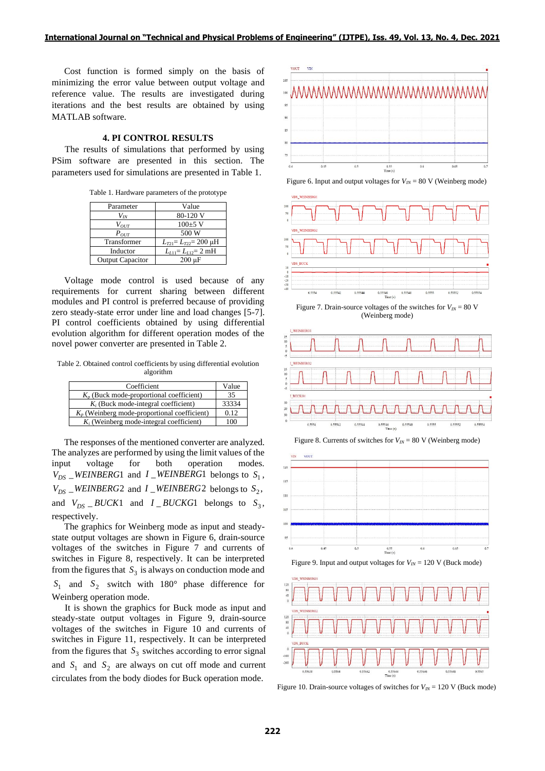Cost function is formed simply on the basis of minimizing the error value between output voltage and reference value. The results are investigated during iterations and the best results are obtained by using MATLAB software.

## 4. PI CONTROL RESULTS

The results of simulations that performed by using PSim software are presented in this section. The parameters used for simulations are presented in Table 1.

Table 1. Hardware parameters of the prototype

| Parameter | Value |
|---|---|
| $V_{IN}$ | 80-120 V |
| $V_{OUT}$ | 100±5 V |
| $P_{OUT}$ | 500 W |
| Transformer | $L_{T21}$= $L_{T22}$= 200 µH |
| Inductor | $L_{L11}$= $L_{L12}$= 2 mH |
| Output Capacitor | 200 µF |

Voltage mode control is used because of any requirements for current sharing between different modules and PI control is preferred because of providing zero steady-state error under line and load changes [5-7]. PI control coefficients obtained by using differential evolution algorithm for different operation modes of the novel power converter are presented in Table 2.

Table 2. Obtained control coefficients by using differential evolution algorithm

| Coefficient | Value |
|---|---|
| $K_p$ (Buck mode-proportional coefficient) | 35 |
| $K_i$ (Buck mode-integral coefficient) | 33334 |
| $K_p$ (Weinberg mode-proportional coefficient) | 0.12 |
| $K_i$ (Weinberg mode-integral coefficient) | 100 |

The responses of the mentioned converter are analyzed. The analyzes are performed by using the limit values of the input voltage for both operation modes. $V_{DS}\_WEINBERG1$ and $I\_WEINBERG1$ belongs to $S_1$, $V_{DS}\_WEINBERG2$ and $I\_WEINBERG2$ belongs to $S_2$, and $V_{DS}\_BUCK1$ and $I\_BUCKG1$ belongs to $S_3$, respectively.

The graphics for Weinberg mode as input and steady-state output voltages are shown in Figure 6, drain-source voltages of the switches in Figure 7 and currents of switches in Figure 8, respectively. It can be interpreted from the figures that $S_3$ is always on conduction mode and $S_1$ and $S_2$ switch with 180° phase difference for Weinberg operation mode.

It is shown the graphics for Buck mode as input and steady-state output voltages in Figure 9, drain-source voltages of the switches in Figure 10 and currents of switches in Figure 11, respectively. It can be interpreted from the figures that $S_3$ switches according to error signal and $S_1$ and $S_2$ are always on cut off mode and current circulates from the body diodes for Buck operation mode.

Figure 6. Input and output voltages for $V_{IN}$ = 80 V (Weinberg mode)

Figure 7. Drain-source voltages of the switches for $V_{IN}$ = 80 V (Weinberg mode)

Figure 8. Currents of switches for $V_{IN}$ = 80 V (Weinberg mode)

Figure 9. Input and output voltages for $V_{IN}$ = 120 V (Buck mode)

Figure 10. Drain-source voltages of switches for $V_{IN}$ = 120 V (Buck mode)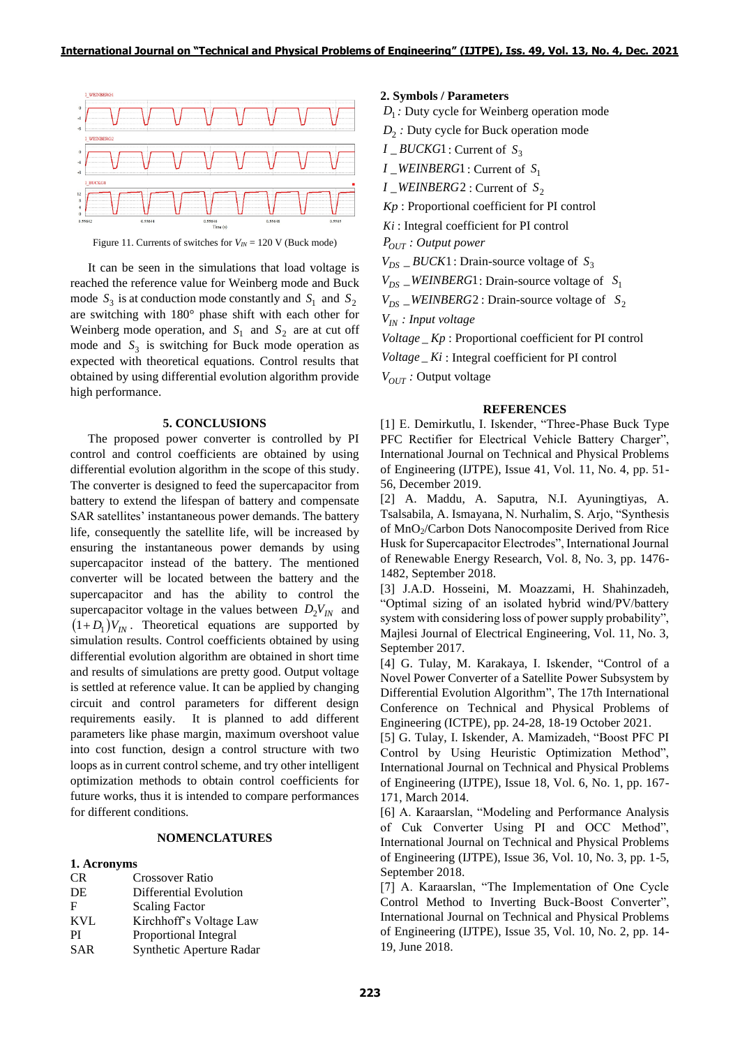Figure 11. Currents of switches for $V_{IN}$ = 120 V (Buck mode)

It can be seen in the simulations that load voltage is reached the reference value for Weinberg mode and Buck mode $S_3$ is at conduction mode constantly and $S_1$ and $S_2$ are switching with 180° phase shift with each other for Weinberg mode operation, and $S_1$ and $S_2$ are at cut off mode and $S_3$ is switching for Buck mode operation as expected with theoretical equations. Control results that obtained by using differential evolution algorithm provide high performance.

## 5. CONCLUSIONS

The proposed power converter is controlled by PI control and control coefficients are obtained by using differential evolution algorithm in the scope of this study. The converter is designed to feed the supercapacitor from battery to extend the lifespan of battery and compensate SAR satellites' instantaneous power demands. The battery life, consequently the satellite life, will be increased by ensuring the instantaneous power demands by using supercapacitor instead of the battery. The mentioned converter will be located between the battery and the supercapacitor and has the ability to control the supercapacitor voltage in the values between $D_2 V_{IN}$ and $(1+D_1)V_{IN}$. Theoretical equations are supported by simulation results. Control coefficients obtained by using differential evolution algorithm are obtained in short time and results of simulations are pretty good. Output voltage is settled at reference value. It can be applied by changing circuit and control parameters for different design requirements easily. It is planned to add different parameters like phase margin, maximum overshoot value into cost function, design a control structure with two loops as in current control scheme, and try other intelligent optimization methods to obtain control coefficients for future works, thus it is intended to compare performances for different conditions.

## NOMENCLATURES

### 1. Acronyms

| | |
|---|---|
| CR | Crossover Ratio |
| DE | Differential Evolution |
| F | Scaling Factor |
| KVL | Kirchhoff's Voltage Law |
| PI | Proportional Integral |
| SAR | Synthetic Aperture Radar |

### 2. Symbols / Parameters

$D_1$ : Duty cycle for Weinberg operation mode

$D_2$ : Duty cycle for Buck operation mode

$I\_BUCK1$ : Current of $S_3$

$I\_WEINBERG1$ : Current of $S_1$

$I\_WEINBERG2$ : Current of $S_2$

$Kp$ : Proportional coefficient for PI control

$Ki$ : Integral coefficient for PI control

$P_{OUT}$ : *Output power*

$V_{DS}\_BUCK1$ : Drain-source voltage of $S_3$

$V_{DS}\_WEINBERG1$ : Drain-source voltage of $S_1$

$V_{DS}\_WEINBERG2$ : Drain-source voltage of $S_2$

$V_{IN}$ : *Input voltage*

$Voltage\_Kp$ : Proportional coefficient for PI control

$Voltage\_Ki$ : Integral coefficient for PI control

$V_{OUT}$ : Output voltage

## REFERENCES

[1] E. Demirkutlu, I. Iskender, "Three-Phase Buck Type PFC Rectifier for Electrical Vehicle Battery Charger", International Journal on Technical and Physical Problems of Engineering (IJTPE), Issue 41, Vol. 11, No. 4, pp. 51-56, December 2019.

[2] A. Maddu, A. Saputra, N.I. Ayuningtiyas, A. Tsalsabila, A. Ismayana, N. Nurhalim, S. Arjo, "Synthesis of $MnO_2$/Carbon Dots Nanocomposite Derived from Rice Husk for Supercapacitor Electrodes", International Journal of Renewable Energy Research, Vol. 8, No. 3, pp. 1476-1482, September 2018.

[3] J.A.D. Hosseini, M. Moazzami, H. Shahinzadeh, "Optimal sizing of an isolated hybrid wind/PV/battery system with considering loss of power supply probability", Majlesi Journal of Electrical Engineering, Vol. 11, No. 3, September 2017.

[4] G. Tulay, M. Karakaya, I. Iskender, "Control of a Novel Power Converter of a Satellite Power Subsystem by Differential Evolution Algorithm", The 17th International Conference on Technical and Physical Problems of Engineering (ICTPE), pp. 24-28, 18-19 October 2021.

[5] G. Tulay, I. Iskender, A. Mamizadeh, "Boost PFC PI Control by Using Heuristic Optimization Method", International Journal on Technical and Physical Problems of Engineering (IJTPE), Issue 18, Vol. 6, No. 1, pp. 167-171, March 2014.

[6] A. Karaarslan, "Modeling and Performance Analysis of Cuk Converter Using PI and OCC Method", International Journal on Technical and Physical Problems of Engineering (IJTPE), Issue 36, Vol. 10, No. 3, pp. 1-5, September 2018.

[7] A. Karaarslan, "The Implementation of One Cycle Control Method to Inverting Buck-Boost Converter", International Journal on Technical and Physical Problems of Engineering (IJTPE), Issue 35, Vol. 10, No. 2, pp. 14-19, June 2018.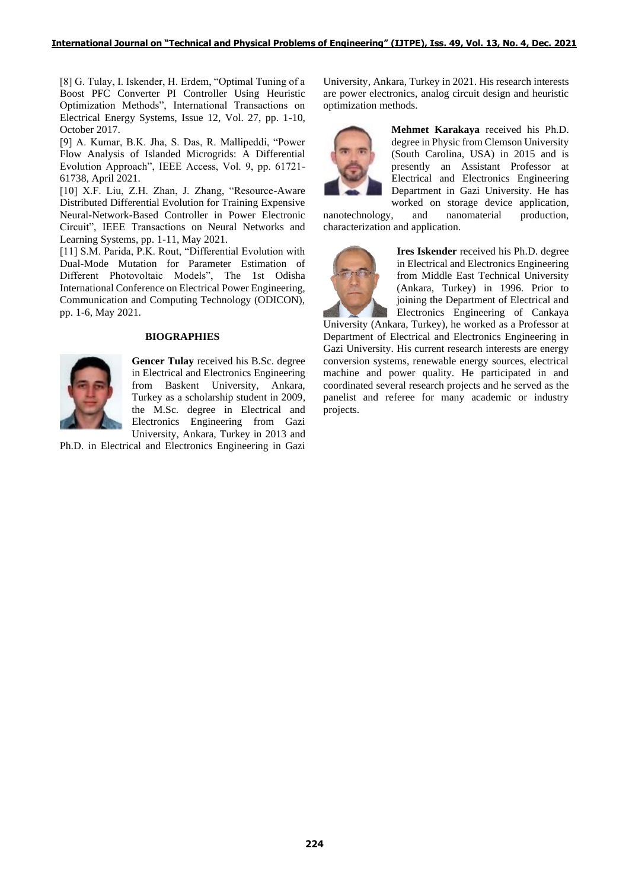[8] G. Tulay, I. Iskender, H. Erdem, "Optimal Tuning of a Boost PFC Converter PI Controller Using Heuristic Optimization Methods", International Transactions on Electrical Energy Systems, Issue 12, Vol. 27, pp. 1-10, October 2017.

[9] A. Kumar, B.K. Jha, S. Das, R. Mallipeddi, "Power Flow Analysis of Islanded Microgrids: A Differential Evolution Approach", IEEE Access, Vol. 9, pp. 61721-61738, April 2021.

[10] X.F. Liu, Z.H. Zhan, J. Zhang, "Resource-Aware Distributed Differential Evolution for Training Expensive Neural-Network-Based Controller in Power Electronic Circuit", IEEE Transactions on Neural Networks and Learning Systems, pp. 1-11, May 2021.

[11] S.M. Parida, P.K. Rout, "Differential Evolution with Dual-Mode Mutation for Parameter Estimation of Different Photovoltaic Models", The 1st Odisha International Conference on Electrical Power Engineering, Communication and Computing Technology (ODICON), pp. 1-6, May 2021.

## BIOGRAPHIES

**Gencer Tulay** received his B.Sc. degree in Electrical and Electronics Engineering from Baskent University, Ankara, Turkey as a scholarship student in 2009, the M.Sc. degree in Electrical and Electronics Engineering from Gazi University, Ankara, Turkey in 2013 and Ph.D. in Electrical and Electronics Engineering in Gazi University, Ankara, Turkey in 2021. His research interests are power electronics, analog circuit design and heuristic optimization methods.

**Mehmet Karakaya** received his Ph.D. degree in Physic from Clemson University (South Carolina, USA) in 2015 and is presently an Assistant Professor at Electrical and Electronics Engineering Department in Gazi University. He has worked on storage device application, nanotechnology, and nanomaterial production, characterization and application.

**Ires Iskender** received his Ph.D. degree in Electrical and Electronics Engineering from Middle East Technical University (Ankara, Turkey) in 1996. Prior to joining the Department of Electrical and Electronics Engineering of Cankaya University (Ankara, Turkey), he worked as a Professor at Department of Electrical and Electronics Engineering in Gazi University. His current research interests are energy conversion systems, renewable energy sources, electrical machine and power quality. He participated in and coordinated several research projects and he served as the panelist and referee for many academic or industry projects.